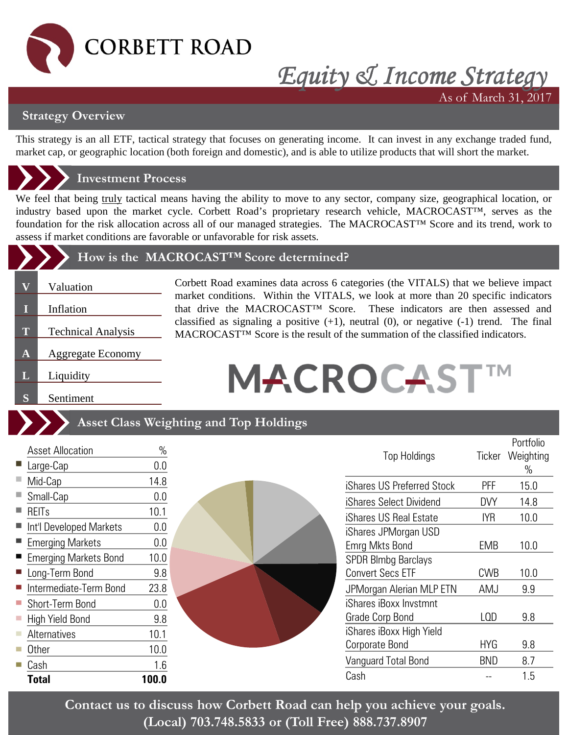# CORBETT ROAD

## *Equity & Income Strategy*

As of March 31, 2017

## Strategy Overview

This strategy is an all ETF, tactical strategy that focuses on generating income. It can invest in any exchange traded fund, market cap, or geographic location (both foreign and domestic), and is able to utilize products that will short the market.

## Investment Process

We feel that being truly tactical means having the ability to move to any sector, company size, geographical location, or industry based upon the market cycle. Corbett Road's proprietary research vehicle, MACROCAST™, serves as the foundation for the risk allocation across all of our managed strategies. The MACROCAST™ Score and its trend, work to assess if market conditions are favorable or unfavorable for risk assets.

## How is the MACROCAST™ Score determined?

- **V** Valuation
- **I** Inflation
- **T** Technical Analysis
- **A** Aggregate Economy
- **L** Liquidity
- **S** Sentiment

Corbett Road examines data across 6 categories (the VITALS) that we believe impact market conditions. Within the VITALS, we look at more than 20 specific indicators that drive the MACROCAST™ Score. These indicators are then assessed and classified as signaling a positive (+1), neutral (0), or negative (-1) trend. The final MACROCAST™ Score is the result of the summation of the classified indicators.

MACROCAST™

## Asset Class Weighting and Top Holdings

| Asset Allocation | % |
|---|---|
| Large-Cap | 0.0 |
| Mid-Cap | 14.8 |
| Small-Cap | 0.0 |
| REITs | 10.1 |
| Int'l Developed Markets | 0.0 |
| Emerging Markets | 0.0 |
| Emerging Markets Bond | 10.0 |
| Long-Term Bond | 9.8 |
| Intermediate-Term Bond | 23.8 |
| Short-Term Bond | 0.0 |
| High Yield Bond | 9.8 |
| Alternatives | 10.1 |
| Other | 10.0 |
| Cash | 1.6 |
| **Total** | **100.0** |

| Top Holdings | Ticker | Portfolio Weighting % |
|---|---|---|
| iShares US Preferred Stock | PFF | 15.0 |
| iShares Select Dividend | DVY | 14.8 |
| iShares US Real Estate | IYR | 10.0 |
| iShares JPMorgan USD Emrg Mkts Bond | EMB | 10.0 |
| SPDR Blmbg Barclays Convert Secs ETF | CWB | 10.0 |
| JPMorgan Alerian MLP ETN | AMJ | 9.9 |
| iShares iBoxx Invstmnt Grade Corp Bond | LQD | 9.8 |
| iShares iBoxx High Yield Corporate Bond | HYG | 9.8 |
| Vanguard Total Bond | BND | 8.7 |
| Cash | -- | 1.5 |

**Contact us to discuss how Corbett Road can help you achieve your goals.**
**(Local) 703.748.5833 or (Toll Free) 888.737.8907**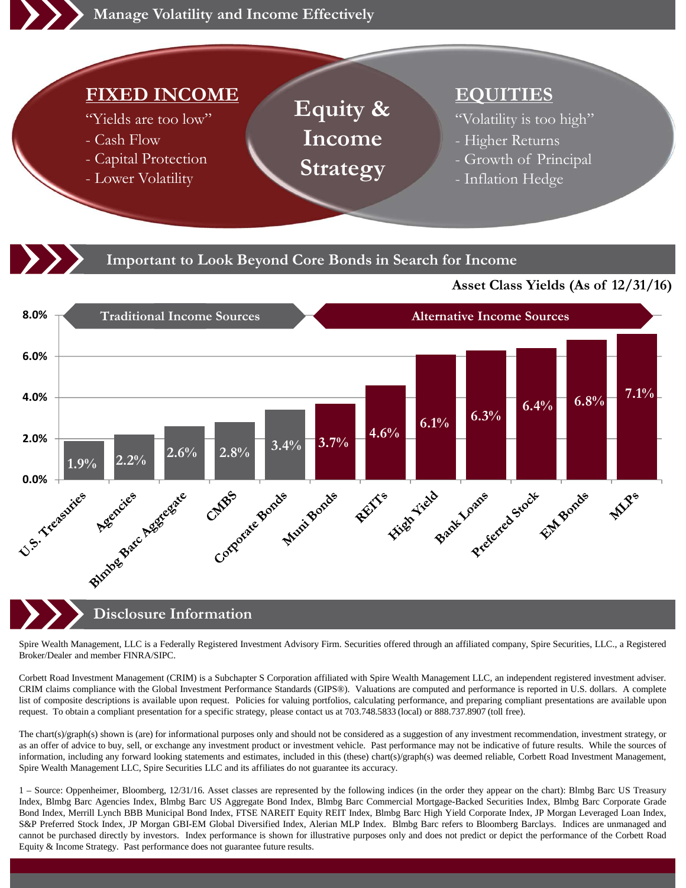## Manage Volatility and Income Effectively

**FIXED INCOME**

"Yields are too low"

- Cash Flow
- Capital Protection
- Lower Volatility

**Equity & Income Strategy**

**EQUITIES**

"Volatility is too high"

- Higher Returns
- Growth of Principal
- Inflation Hedge

## Important to Look Beyond Core Bonds in Search for Income

**Asset Class Yields (As of 12/31/16)**

Traditional Income Sources

Alternative Income Sources

8.0%
6.0%
4.0%
2.0%
0.0%

U.S. Treasuries 1.9%
Agencies 2.2%
Blmbg Barc Aggregate 2.6%
CMBS 2.8%
Corporate Bonds 3.4%
Muni Bonds 3.7%
REITs 4.6%
High Yield 6.1%
Bank Loans 6.3%
Preferred Stock 6.4%
EM Bonds 6.8%
MLPs 7.1%

## Disclosure Information

Spire Wealth Management, LLC is a Federally Registered Investment Advisory Firm. Securities offered through an affiliated company, Spire Securities, LLC., a Registered Broker/Dealer and member FINRA/SIPC.

Corbett Road Investment Management (CRIM) is a Subchapter S Corporation affiliated with Spire Wealth Management LLC, an independent registered investment adviser. CRIM claims compliance with the Global Investment Performance Standards (GIPS®). Valuations are computed and performance is reported in U.S. dollars. A complete list of composite descriptions is available upon request. Policies for valuing portfolios, calculating performance, and preparing compliant presentations are available upon request. To obtain a compliant presentation for a specific strategy, please contact us at 703.748.5833 (local) or 888.737.8907 (toll free).

The chart(s)/graph(s) shown is (are) for informational purposes only and should not be considered as a suggestion of any investment recommendation, investment strategy, or as an offer of advice to buy, sell, or exchange any investment product or investment vehicle. Past performance may not be indicative of future results. While the sources of information, including any forward looking statements and estimates, included in this (these) chart(s)/graph(s) was deemed reliable, Corbett Road Investment Management, Spire Wealth Management LLC, Spire Securities LLC and its affiliates do not guarantee its accuracy.

1 – Source: Oppenheimer, Bloomberg, 12/31/16. Asset classes are represented by the following indices (in the order they appear on the chart): Blmbg Barc US Treasury Index, Blmbg Barc Agencies Index, Blmbg Barc US Aggregate Bond Index, Blmbg Barc Commercial Mortgage-Backed Securities Index, Blmbg Barc Corporate Grade Bond Index, Merrill Lynch BBB Municipal Bond Index, FTSE NAREIT Equity REIT Index, Blmbg Barc High Yield Corporate Index, JP Morgan Leveraged Loan Index, S&P Preferred Stock Index, JP Morgan GBI-EM Global Diversified Index, Alerian MLP Index. Blmbg Barc refers to Bloomberg Barclays. Indices are unmanaged and cannot be purchased directly by investors. Index performance is shown for illustrative purposes only and does not predict or depict the performance of the Corbett Road Equity & Income Strategy. Past performance does not guarantee future results.